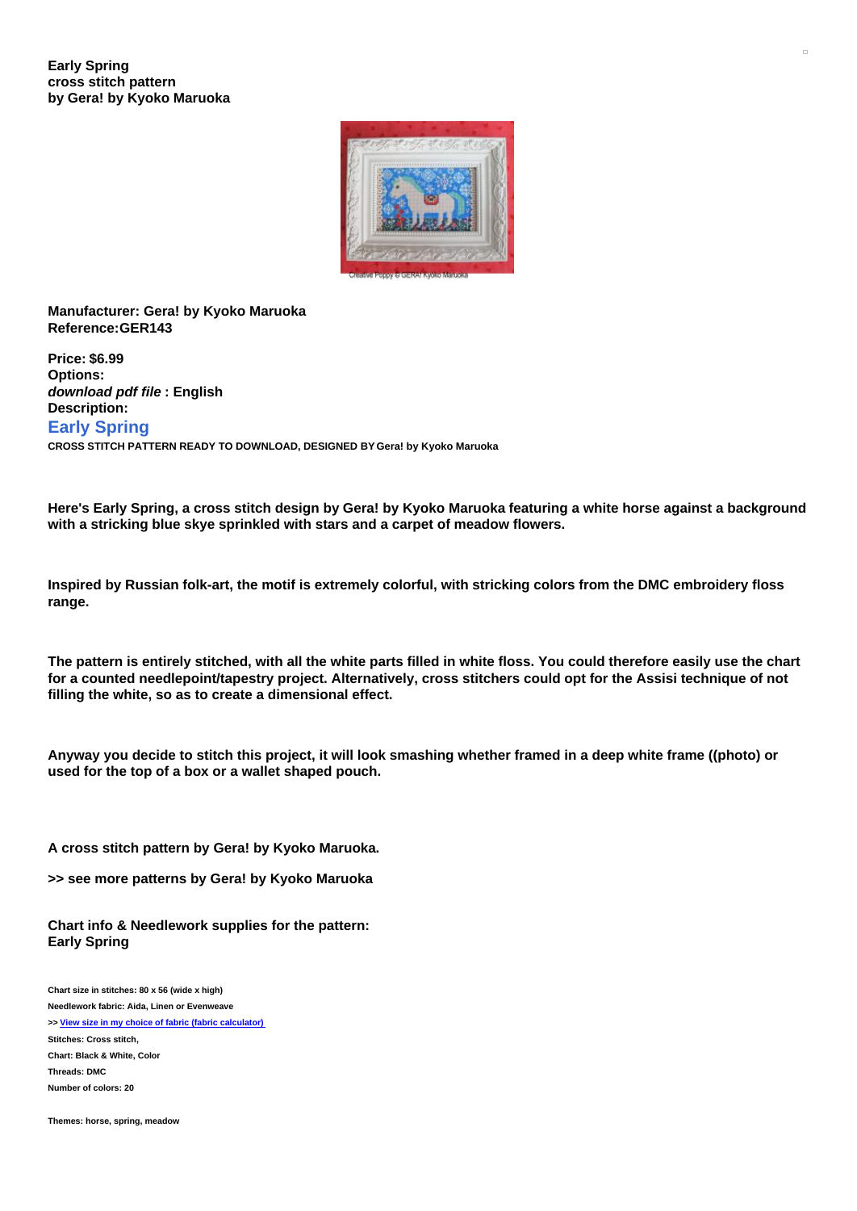**Early Spring**
**cross stitch pattern**
**by Gera! by Kyoko Maruoka**

Creative Poppy © GERA! Kyoko Maruoka

**Manufacturer: Gera! by Kyoko Maruoka**
**Reference:GER143**

**Price: $6.99**
**Options:**
***download pdf file* : English**
**Description:**

## Early Spring

**CROSS STITCH PATTERN READY TO DOWNLOAD, DESIGNED BY Gera! by Kyoko Maruoka**

**Here's Early Spring, a cross stitch design by Gera! by Kyoko Maruoka featuring a white horse against a background with a stricking blue skye sprinkled with stars and a carpet of meadow flowers.**

**Inspired by Russian folk-art, the motif is extremely colorful, with stricking colors from the DMC embroidery floss range.**

**The pattern is entirely stitched, with all the white parts filled in white floss. You could therefore easily use the chart for a counted needlepoint/tapestry project. Alternatively, cross stitchers could opt for the Assisi technique of not filling the white, so as to create a dimensional effect.**

**Anyway you decide to stitch this project, it will look smashing whether framed in a deep white frame ((photo) or used for the top of a box or a wallet shaped pouch.**

**A cross stitch pattern by Gera! by Kyoko Maruoka.**

**>> see more patterns by Gera! by Kyoko Maruoka**

**Chart info & Needlework supplies for the pattern:**
**Early Spring**

**Chart size in stitches: 80 x 56 (wide x high)**
**Needlework fabric: Aida, Linen or Evenweave**
**>> View size in my choice of fabric (fabric calculator)**
**Stitches: Cross stitch,**
**Chart: Black & White, Color**
**Threads: DMC**
**Number of colors: 20**

**Themes: horse, spring, meadow**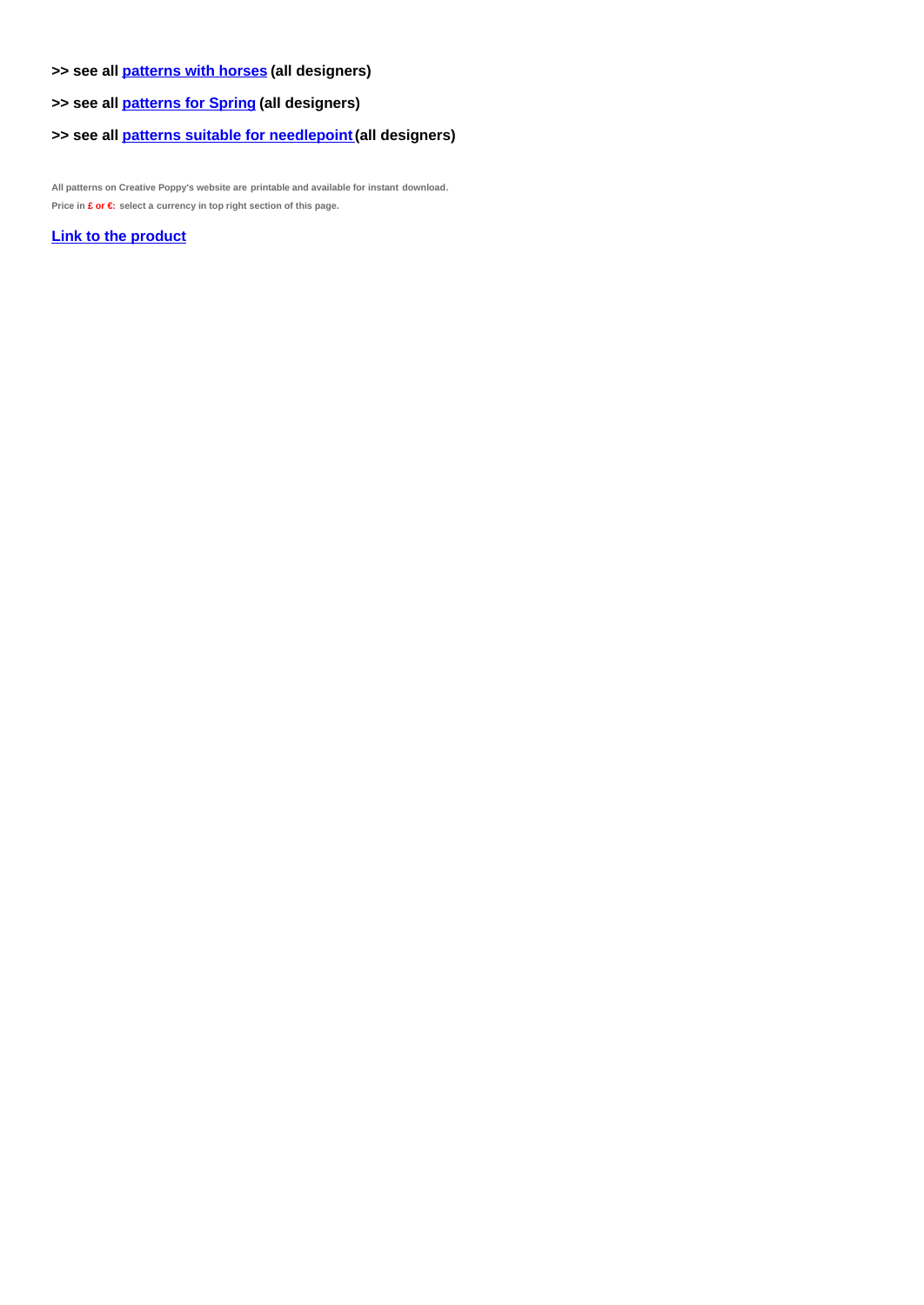**>> see all patterns with horses (all designers)**

**>> see all patterns for Spring (all designers)**

**>> see all patterns suitable for needlepoint (all designers)**

**All patterns on Creative Poppy's website are printable and available for instant download.**
**Price in £ or €: select a currency in top right section of this page.**

**Link to the product**